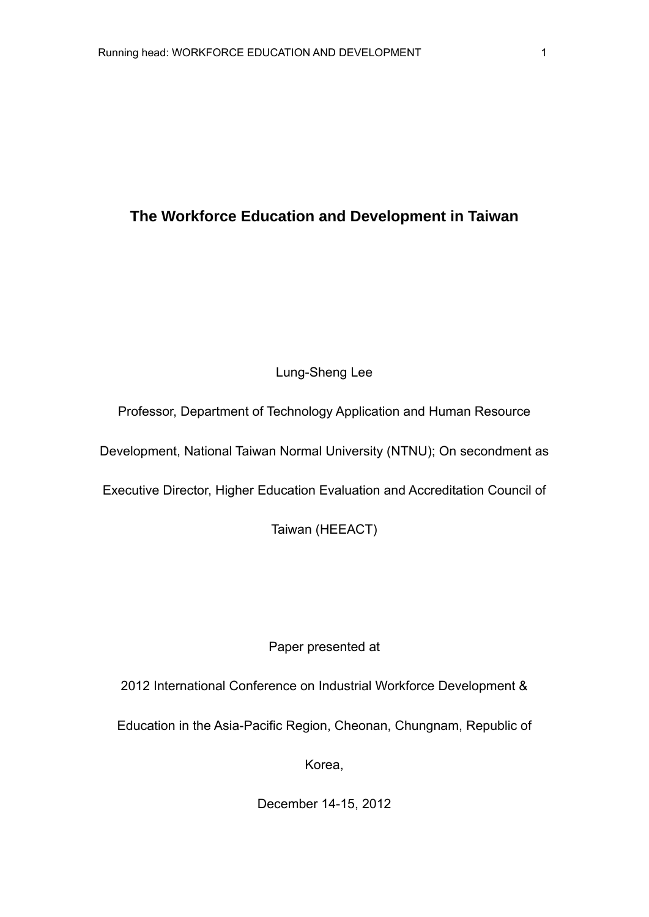# The Workforce Education and Development in Taiwan

Lung-Sheng Lee

Professor, Department of Technology Application and Human Resource Development, National Taiwan Normal University (NTNU); On secondment as Executive Director, Higher Education Evaluation and Accreditation Council of Taiwan (HEEACT)

Paper presented at

2012 International Conference on Industrial Workforce Development & Education in the Asia-Pacific Region, Cheonan, Chungnam, Republic of Korea,

December 14-15, 2012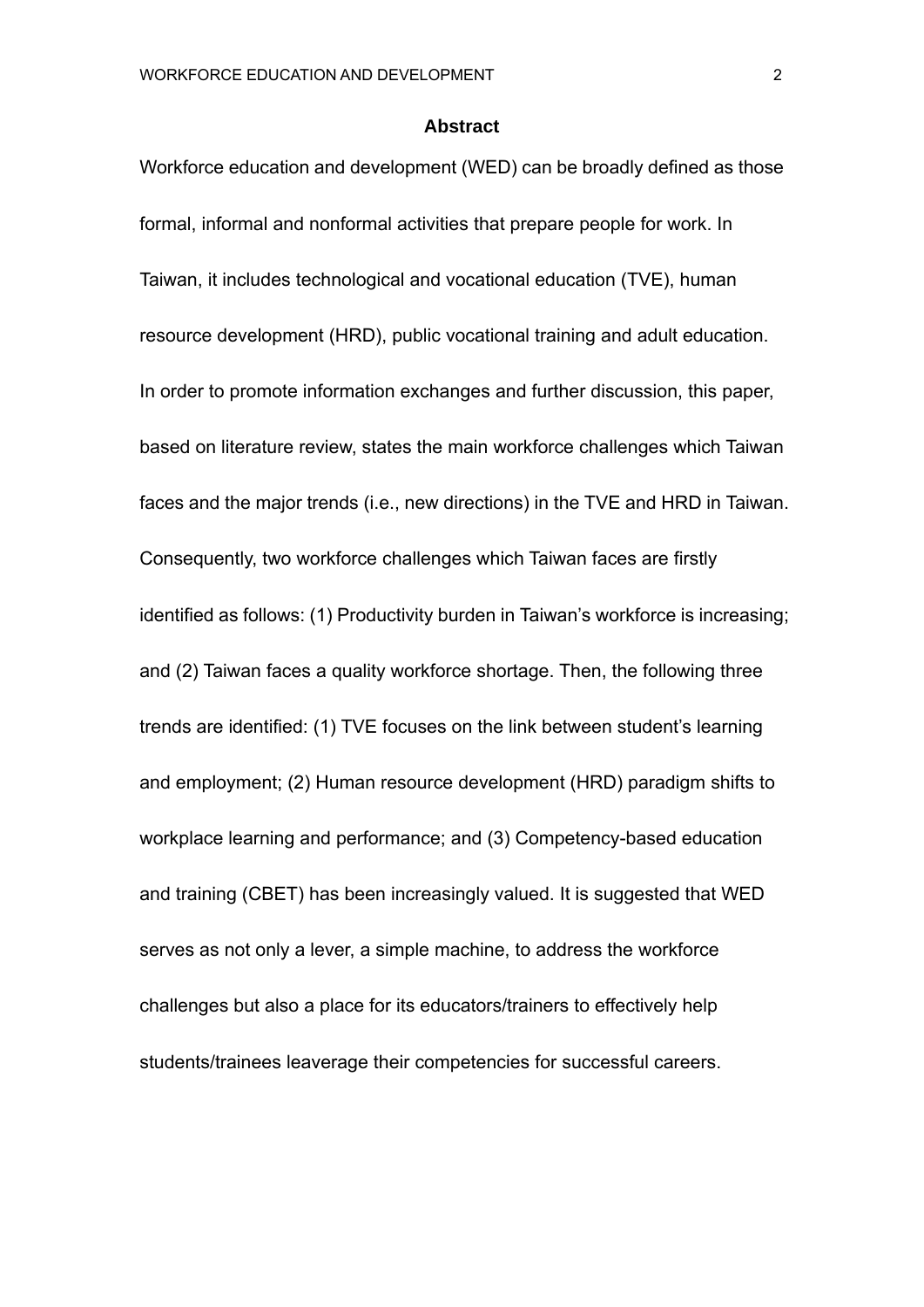## Abstract

Workforce education and development (WED) can be broadly defined as those formal, informal and nonformal activities that prepare people for work. In Taiwan, it includes technological and vocational education (TVE), human resource development (HRD), public vocational training and adult education. In order to promote information exchanges and further discussion, this paper, based on literature review, states the main workforce challenges which Taiwan faces and the major trends (i.e., new directions) in the TVE and HRD in Taiwan. Consequently, two workforce challenges which Taiwan faces are firstly identified as follows: (1) Productivity burden in Taiwan's workforce is increasing; and (2) Taiwan faces a quality workforce shortage. Then, the following three trends are identified: (1) TVE focuses on the link between student's learning and employment; (2) Human resource development (HRD) paradigm shifts to workplace learning and performance; and (3) Competency-based education and training (CBET) has been increasingly valued. It is suggested that WED serves as not only a lever, a simple machine, to address the workforce challenges but also a place for its educators/trainers to effectively help students/trainees leaverage their competencies for successful careers.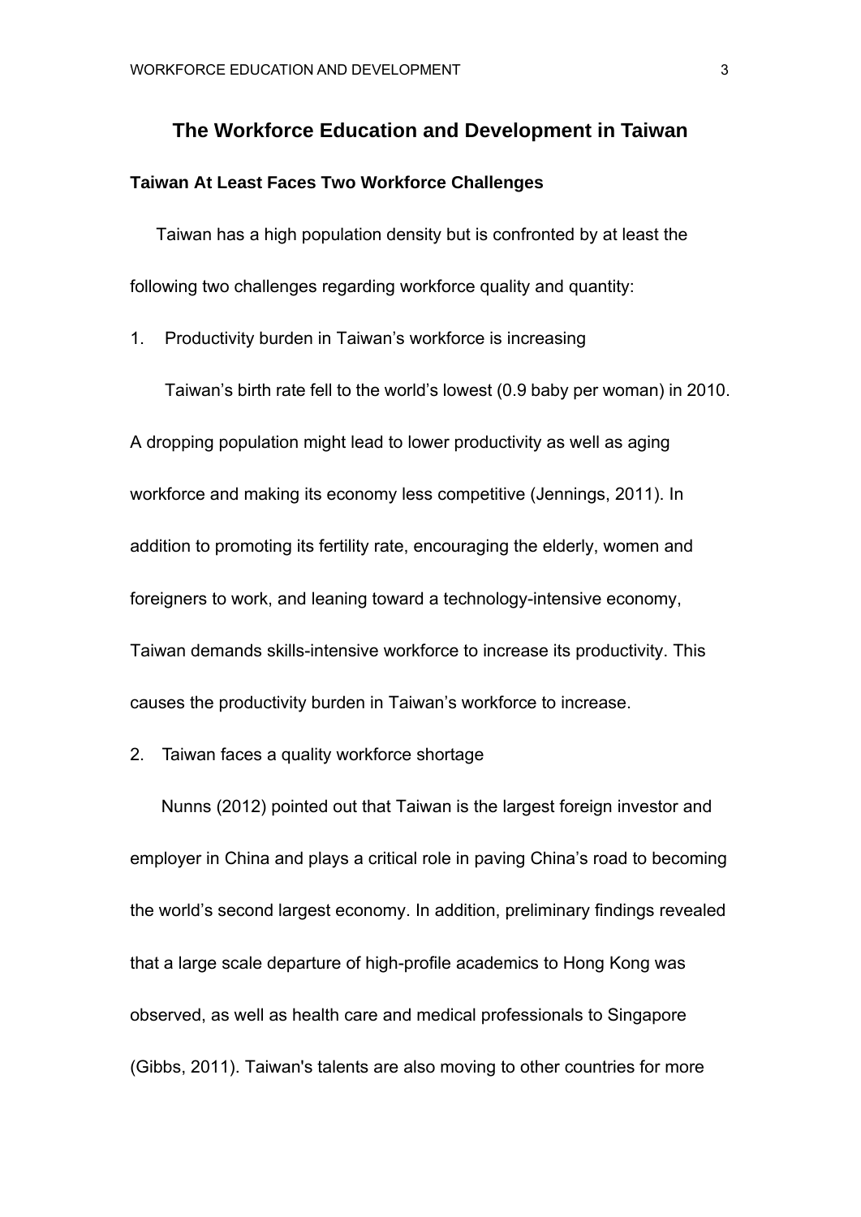# The Workforce Education and Development in Taiwan

## Taiwan At Least Faces Two Workforce Challenges

Taiwan has a high population density but is confronted by at least the following two challenges regarding workforce quality and quantity:

1. Productivity burden in Taiwan's workforce is increasing

Taiwan's birth rate fell to the world's lowest (0.9 baby per woman) in 2010. A dropping population might lead to lower productivity as well as aging workforce and making its economy less competitive (Jennings, 2011). In addition to promoting its fertility rate, encouraging the elderly, women and foreigners to work, and leaning toward a technology-intensive economy, Taiwan demands skills-intensive workforce to increase its productivity. This causes the productivity burden in Taiwan's workforce to increase.

2. Taiwan faces a quality workforce shortage

Nunns (2012) pointed out that Taiwan is the largest foreign investor and employer in China and plays a critical role in paving China's road to becoming the world's second largest economy. In addition, preliminary findings revealed that a large scale departure of high-profile academics to Hong Kong was observed, as well as health care and medical professionals to Singapore (Gibbs, 2011). Taiwan's talents are also moving to other countries for more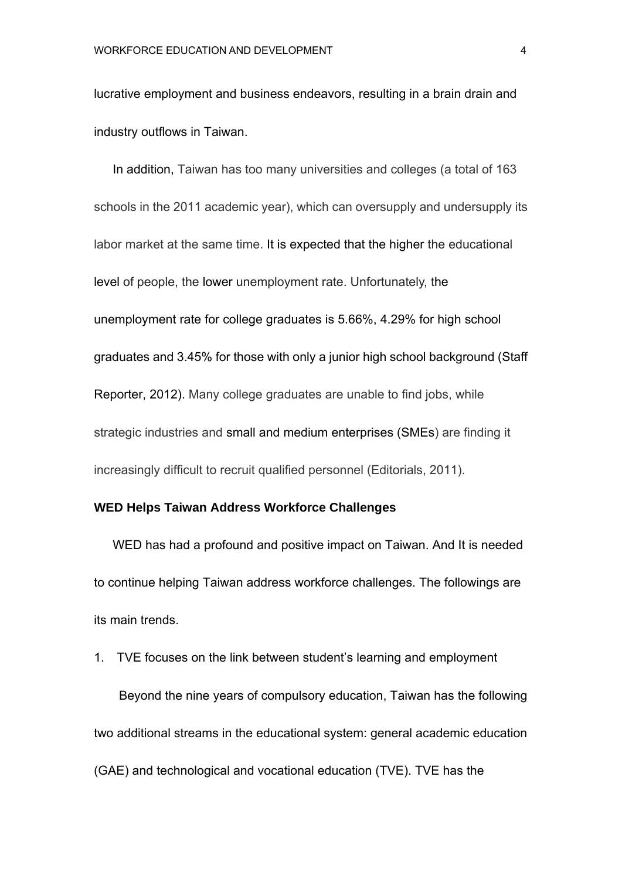lucrative employment and business endeavors, resulting in a brain drain and industry outflows in Taiwan.

In addition, Taiwan has too many universities and colleges (a total of 163 schools in the 2011 academic year), which can oversupply and undersupply its labor market at the same time. It is expected that the higher the educational level of people, the lower unemployment rate. Unfortunately, the unemployment rate for college graduates is 5.66%, 4.29% for high school graduates and 3.45% for those with only a junior high school background (Staff Reporter, 2012). Many college graduates are unable to find jobs, while strategic industries and small and medium enterprises (SMEs) are finding it increasingly difficult to recruit qualified personnel (Editorials, 2011).

**WED Helps Taiwan Address Workforce Challenges**

WED has had a profound and positive impact on Taiwan. And It is needed to continue helping Taiwan address workforce challenges. The followings are its main trends.

1. TVE focuses on the link between student's learning and employment

Beyond the nine years of compulsory education, Taiwan has the following two additional streams in the educational system: general academic education (GAE) and technological and vocational education (TVE). TVE has the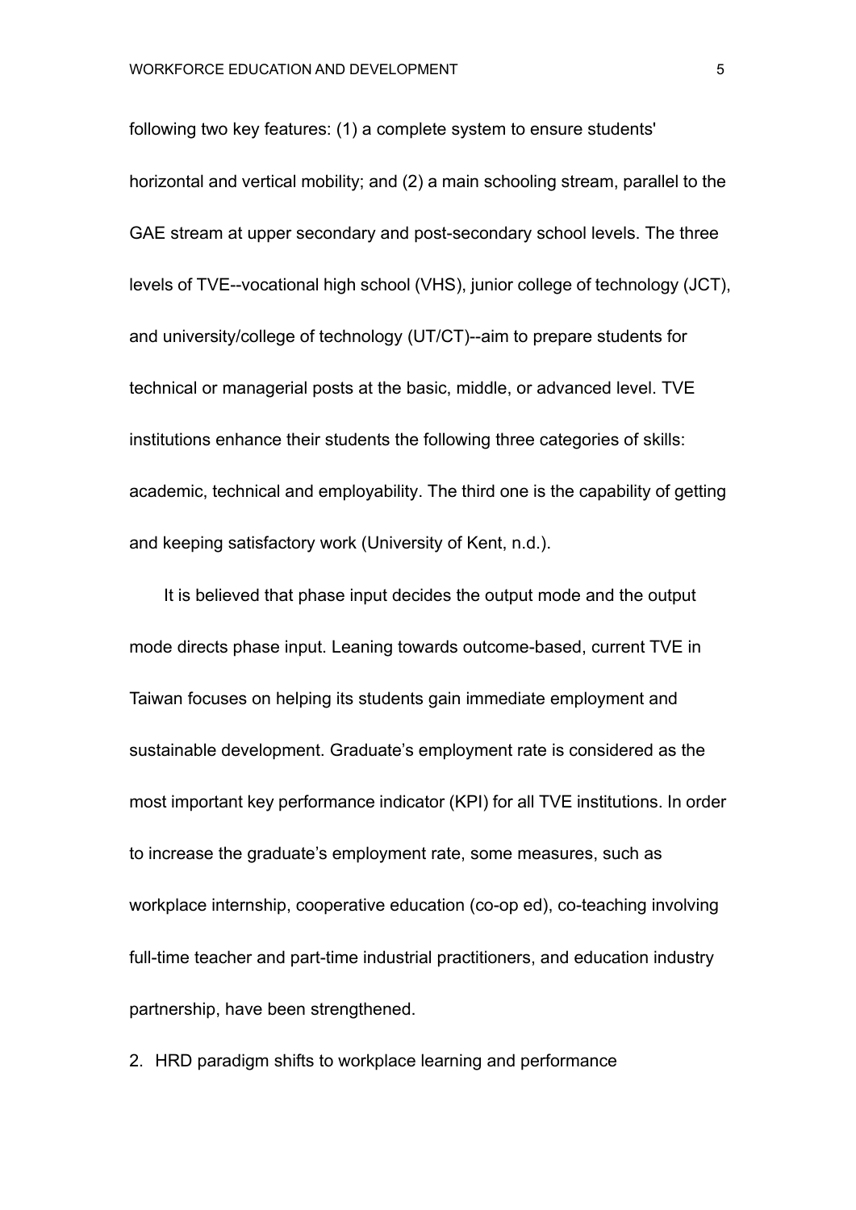following two key features: (1) a complete system to ensure students' horizontal and vertical mobility; and (2) a main schooling stream, parallel to the GAE stream at upper secondary and post-secondary school levels. The three levels of TVE--vocational high school (VHS), junior college of technology (JCT), and university/college of technology (UT/CT)--aim to prepare students for technical or managerial posts at the basic, middle, or advanced level. TVE institutions enhance their students the following three categories of skills: academic, technical and employability. The third one is the capability of getting and keeping satisfactory work (University of Kent, n.d.).

It is believed that phase input decides the output mode and the output mode directs phase input. Leaning towards outcome-based, current TVE in Taiwan focuses on helping its students gain immediate employment and sustainable development. Graduate's employment rate is considered as the most important key performance indicator (KPI) for all TVE institutions. In order to increase the graduate's employment rate, some measures, such as workplace internship, cooperative education (co-op ed), co-teaching involving full-time teacher and part-time industrial practitioners, and education industry partnership, have been strengthened.

2. HRD paradigm shifts to workplace learning and performance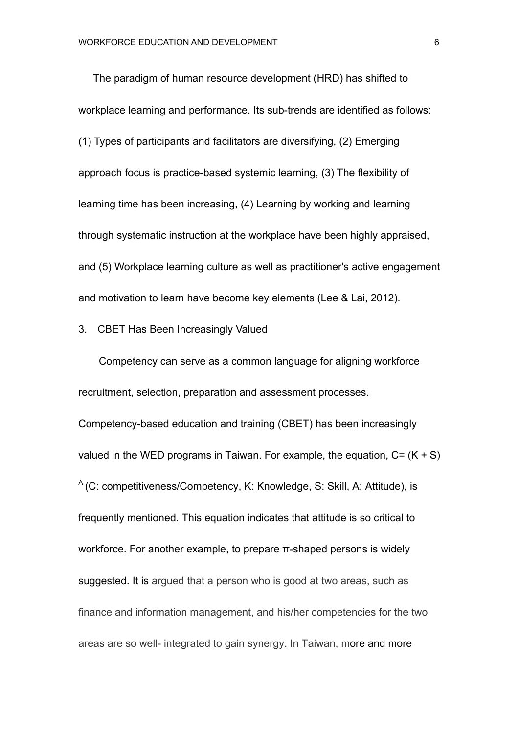The paradigm of human resource development (HRD) has shifted to workplace learning and performance. Its sub-trends are identified as follows: (1) Types of participants and facilitators are diversifying, (2) Emerging approach focus is practice-based systemic learning, (3) The flexibility of learning time has been increasing, (4) Learning by working and learning through systematic instruction at the workplace have been highly appraised, and (5) Workplace learning culture as well as practitioner's active engagement and motivation to learn have become key elements (Lee & Lai, 2012).

## 3. CBET Has Been Increasingly Valued

Competency can serve as a common language for aligning workforce recruitment, selection, preparation and assessment processes. Competency-based education and training (CBET) has been increasingly valued in the WED programs in Taiwan. For example, the equation, $C= (K + S)^A$ (C: competitiveness/Competency, K: Knowledge, S: Skill, A: Attitude), is frequently mentioned. This equation indicates that attitude is so critical to workforce. For another example, to prepare π-shaped persons is widely suggested. It is argued that a person who is good at two areas, such as finance and information management, and his/her competencies for the two areas are so well- integrated to gain synergy. In Taiwan, more and more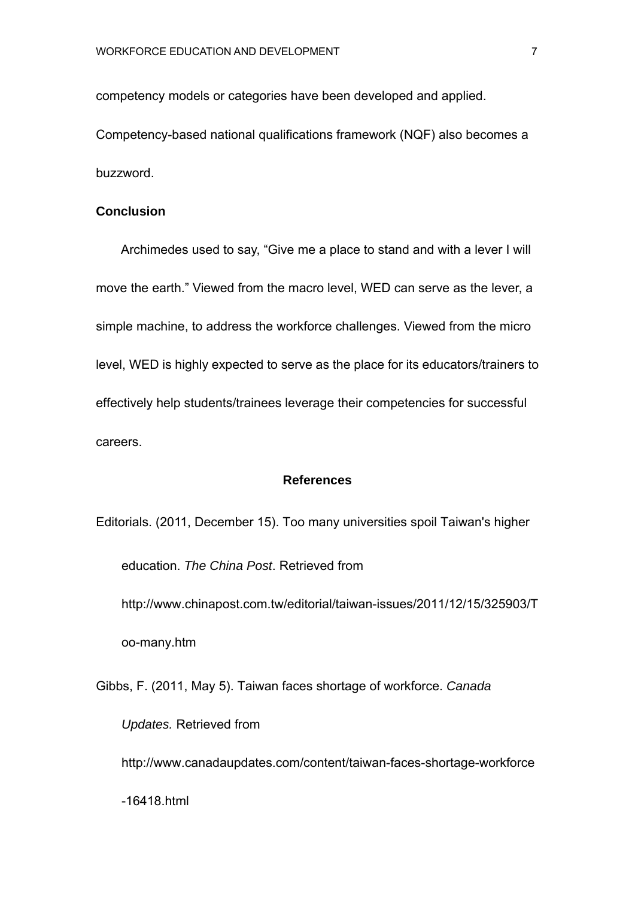competency models or categories have been developed and applied. Competency-based national qualifications framework (NQF) also becomes a buzzword.

## Conclusion

Archimedes used to say, “Give me a place to stand and with a lever I will move the earth.” Viewed from the macro level, WED can serve as the lever, a simple machine, to address the workforce challenges. Viewed from the micro level, WED is highly expected to serve as the place for its educators/trainers to effectively help students/trainees leverage their competencies for successful careers.

## References

Editorials. (2011, December 15). Too many universities spoil Taiwan's higher education. *The China Post*. Retrieved from http://www.chinapost.com.tw/editorial/taiwan-issues/2011/12/15/325903/Too-many.htm

Gibbs, F. (2011, May 5). Taiwan faces shortage of workforce. *Canada Updates.* Retrieved from http://www.canadaupdates.com/content/taiwan-faces-shortage-workforce-16418.html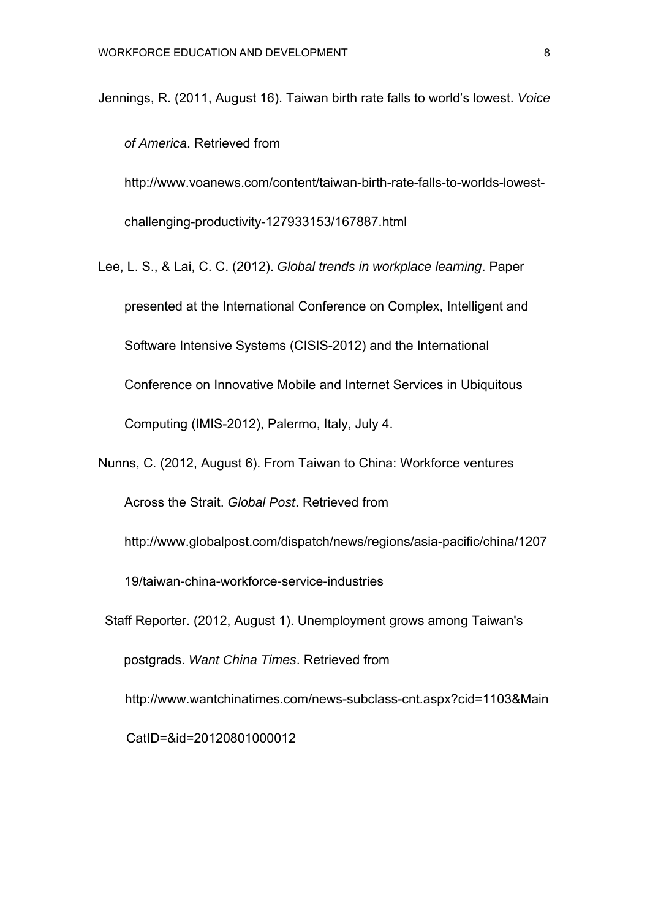Jennings, R. (2011, August 16). Taiwan birth rate falls to world's lowest. *Voice of America*. Retrieved from http://www.voanews.com/content/taiwan-birth-rate-falls-to-worlds-lowest-challenging-productivity-127933153/167887.html

Lee, L. S., & Lai, C. C. (2012). *Global trends in workplace learning*. Paper presented at the International Conference on Complex, Intelligent and Software Intensive Systems (CISIS-2012) and the International Conference on Innovative Mobile and Internet Services in Ubiquitous Computing (IMIS-2012), Palermo, Italy, July 4.

Nunns, C. (2012, August 6). From Taiwan to China: Workforce ventures Across the Strait. *Global Post*. Retrieved from http://www.globalpost.com/dispatch/news/regions/asia-pacific/china/120719/taiwan-china-workforce-service-industries

Staff Reporter. (2012, August 1). Unemployment grows among Taiwan's postgrads. *Want China Times*. Retrieved from http://www.wantchinatimes.com/news-subclass-cnt.aspx?cid=1103&MainCatID=&id=20120801000012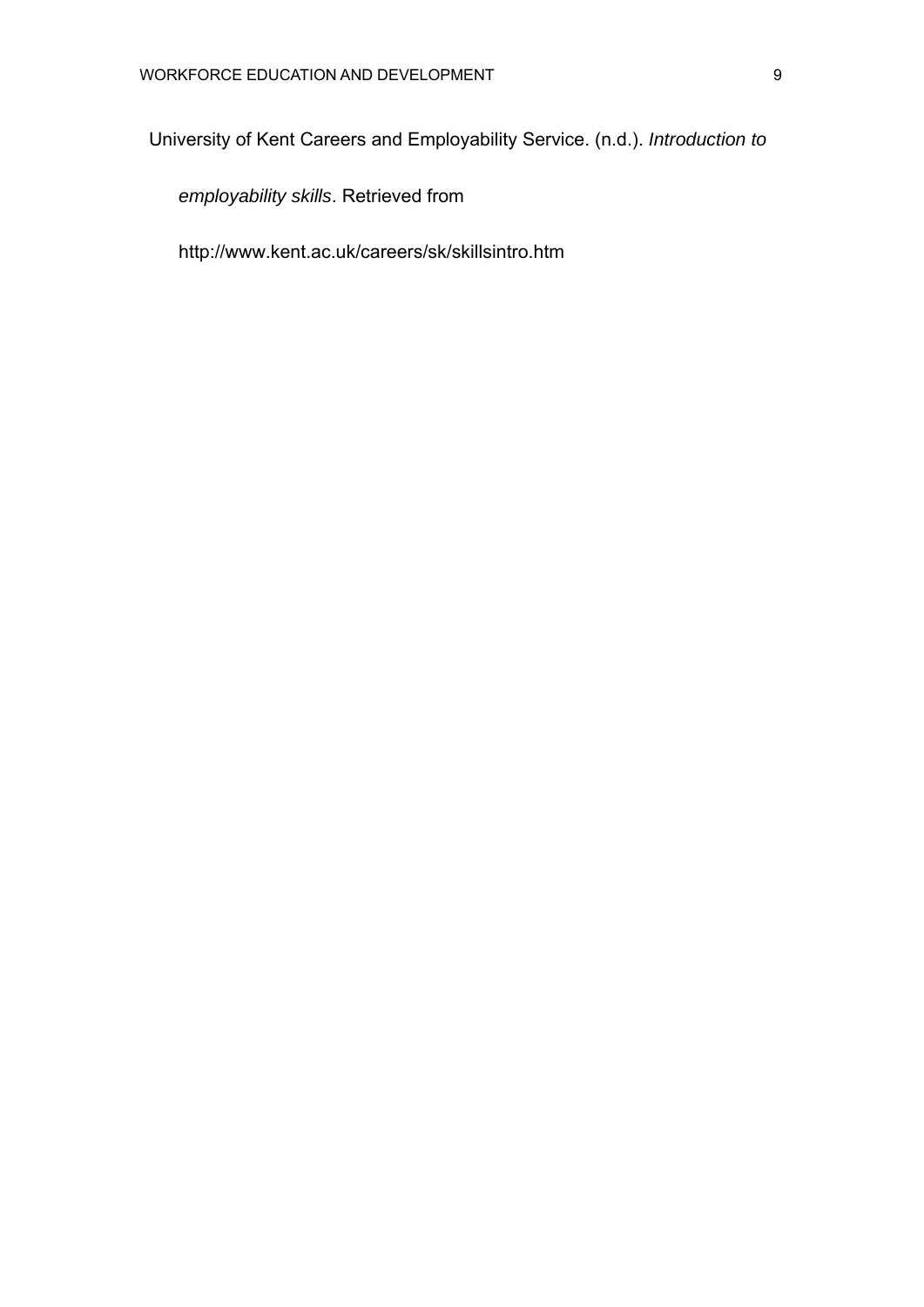University of Kent Careers and Employability Service. (n.d.). *Introduction to employability skills*. Retrieved from http://www.kent.ac.uk/careers/sk/skillsintro.htm